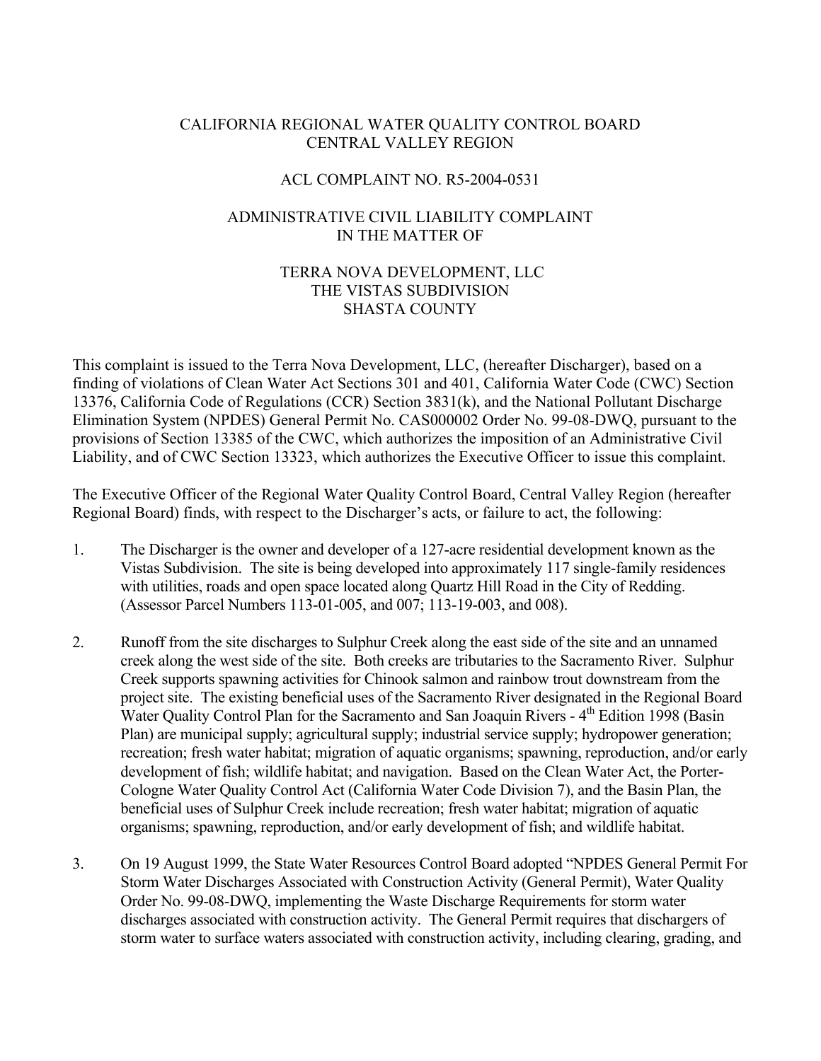CALIFORNIA REGIONAL WATER QUALITY CONTROL BOARD
CENTRAL VALLEY REGION

ACL COMPLAINT NO. R5-2004-0531

ADMINISTRATIVE CIVIL LIABILITY COMPLAINT
IN THE MATTER OF

TERRA NOVA DEVELOPMENT, LLC
THE VISTAS SUBDIVISION
SHASTA COUNTY

This complaint is issued to the Terra Nova Development, LLC, (hereafter Discharger), based on a finding of violations of Clean Water Act Sections 301 and 401, California Water Code (CWC) Section 13376, California Code of Regulations (CCR) Section 3831(k), and the National Pollutant Discharge Elimination System (NPDES) General Permit No. CAS000002 Order No. 99-08-DWQ, pursuant to the provisions of Section 13385 of the CWC, which authorizes the imposition of an Administrative Civil Liability, and of CWC Section 13323, which authorizes the Executive Officer to issue this complaint.

The Executive Officer of the Regional Water Quality Control Board, Central Valley Region (hereafter Regional Board) finds, with respect to the Discharger's acts, or failure to act, the following:

1. The Discharger is the owner and developer of a 127-acre residential development known as the Vistas Subdivision. The site is being developed into approximately 117 single-family residences with utilities, roads and open space located along Quartz Hill Road in the City of Redding. (Assessor Parcel Numbers 113-01-005, and 007; 113-19-003, and 008).

2. Runoff from the site discharges to Sulphur Creek along the east side of the site and an unnamed creek along the west side of the site. Both creeks are tributaries to the Sacramento River. Sulphur Creek supports spawning activities for Chinook salmon and rainbow trout downstream from the project site. The existing beneficial uses of the Sacramento River designated in the Regional Board Water Quality Control Plan for the Sacramento and San Joaquin Rivers - 4th Edition 1998 (Basin Plan) are municipal supply; agricultural supply; industrial service supply; hydropower generation; recreation; fresh water habitat; migration of aquatic organisms; spawning, reproduction, and/or early development of fish; wildlife habitat; and navigation. Based on the Clean Water Act, the Porter-Cologne Water Quality Control Act (California Water Code Division 7), and the Basin Plan, the beneficial uses of Sulphur Creek include recreation; fresh water habitat; migration of aquatic organisms; spawning, reproduction, and/or early development of fish; and wildlife habitat.

3. On 19 August 1999, the State Water Resources Control Board adopted "NPDES General Permit For Storm Water Discharges Associated with Construction Activity (General Permit), Water Quality Order No. 99-08-DWQ, implementing the Waste Discharge Requirements for storm water discharges associated with construction activity. The General Permit requires that dischargers of storm water to surface waters associated with construction activity, including clearing, grading, and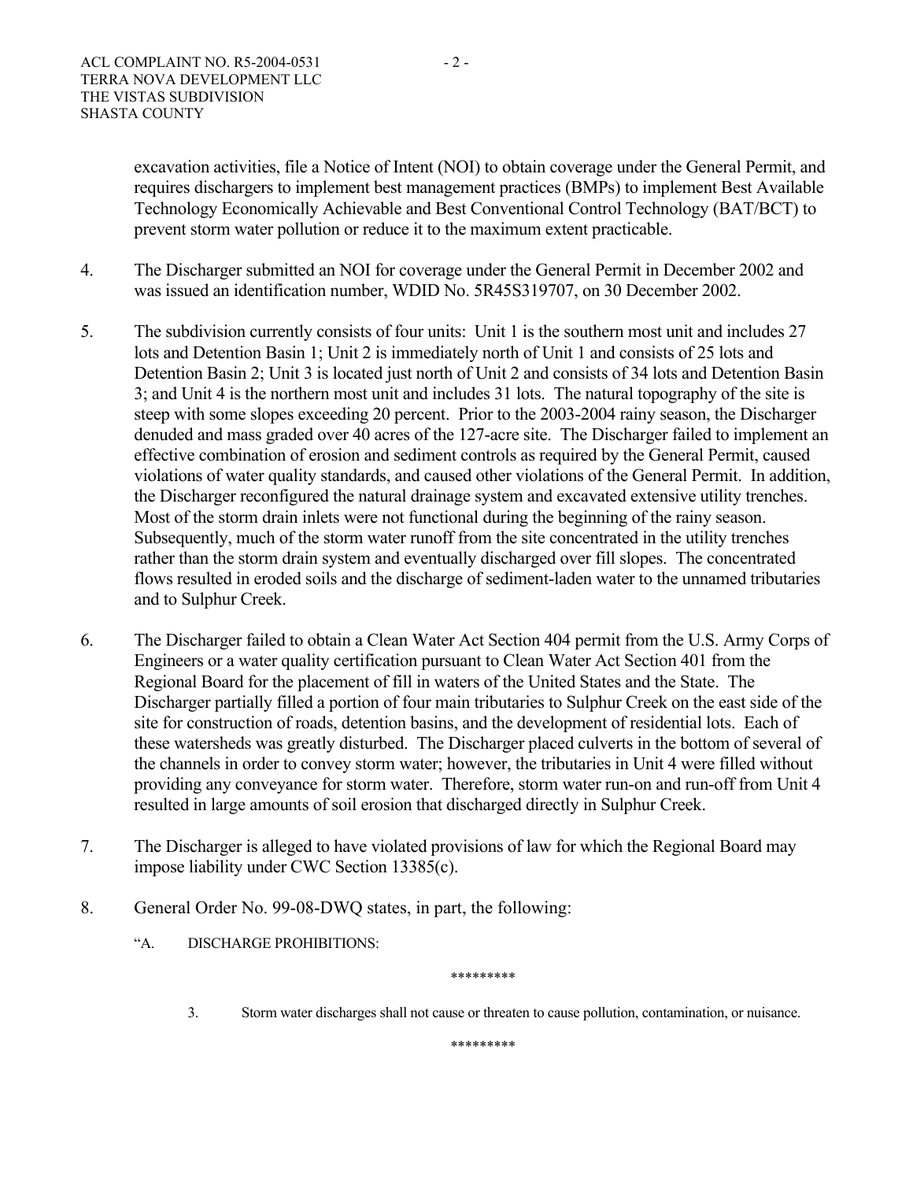excavation activities, file a Notice of Intent (NOI) to obtain coverage under the General Permit, and requires dischargers to implement best management practices (BMPs) to implement Best Available Technology Economically Achievable and Best Conventional Control Technology (BAT/BCT) to prevent storm water pollution or reduce it to the maximum extent practicable.

4. The Discharger submitted an NOI for coverage under the General Permit in December 2002 and was issued an identification number, WDID No. 5R45S319707, on 30 December 2002.

5. The subdivision currently consists of four units: Unit 1 is the southern most unit and includes 27 lots and Detention Basin 1; Unit 2 is immediately north of Unit 1 and consists of 25 lots and Detention Basin 2; Unit 3 is located just north of Unit 2 and consists of 34 lots and Detention Basin 3; and Unit 4 is the northern most unit and includes 31 lots. The natural topography of the site is steep with some slopes exceeding 20 percent. Prior to the 2003-2004 rainy season, the Discharger denuded and mass graded over 40 acres of the 127-acre site. The Discharger failed to implement an effective combination of erosion and sediment controls as required by the General Permit, caused violations of water quality standards, and caused other violations of the General Permit. In addition, the Discharger reconfigured the natural drainage system and excavated extensive utility trenches. Most of the storm drain inlets were not functional during the beginning of the rainy season. Subsequently, much of the storm water runoff from the site concentrated in the utility trenches rather than the storm drain system and eventually discharged over fill slopes. The concentrated flows resulted in eroded soils and the discharge of sediment-laden water to the unnamed tributaries and to Sulphur Creek.

6. The Discharger failed to obtain a Clean Water Act Section 404 permit from the U.S. Army Corps of Engineers or a water quality certification pursuant to Clean Water Act Section 401 from the Regional Board for the placement of fill in waters of the United States and the State. The Discharger partially filled a portion of four main tributaries to Sulphur Creek on the east side of the site for construction of roads, detention basins, and the development of residential lots. Each of these watersheds was greatly disturbed. The Discharger placed culverts in the bottom of several of the channels in order to convey storm water; however, the tributaries in Unit 4 were filled without providing any conveyance for storm water. Therefore, storm water run-on and run-off from Unit 4 resulted in large amounts of soil erosion that discharged directly in Sulphur Creek.

7. The Discharger is alleged to have violated provisions of law for which the Regional Board may impose liability under CWC Section 13385(c).

8. General Order No. 99-08-DWQ states, in part, the following:

   "A. DISCHARGE PROHIBITIONS:

   *********

   3. Storm water discharges shall not cause or threaten to cause pollution, contamination, or nuisance.

   *********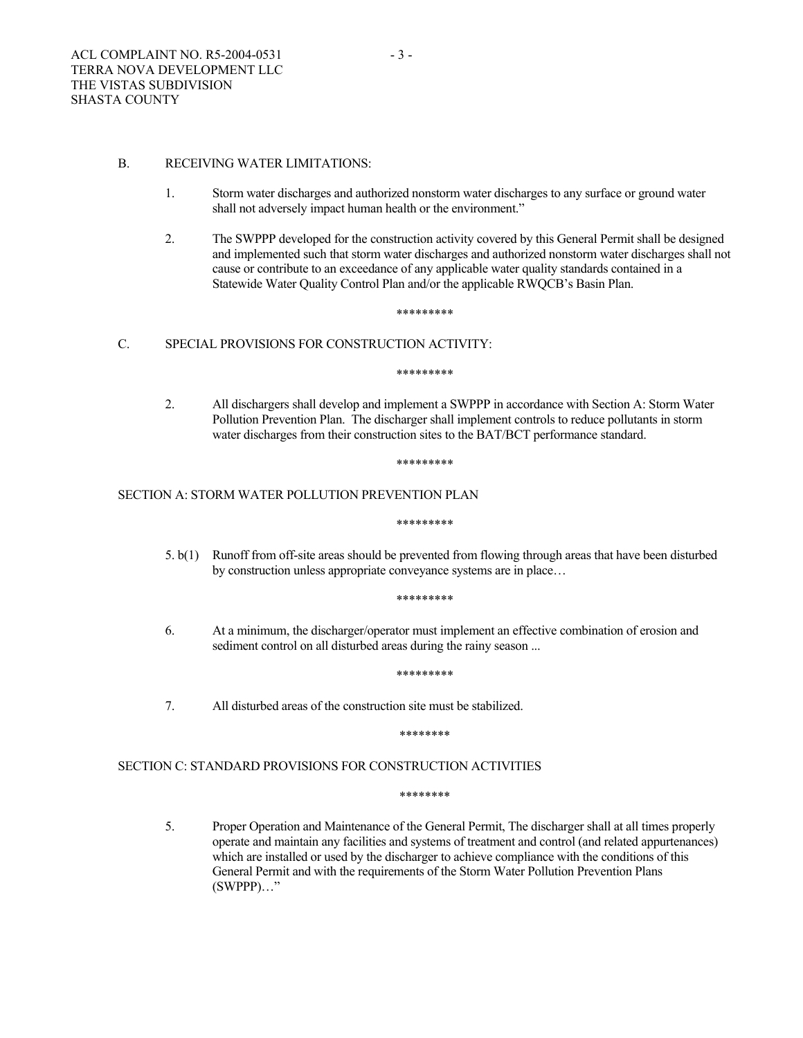B. RECEIVING WATER LIMITATIONS:

1. Storm water discharges and authorized nonstorm water discharges to any surface or ground water shall not adversely impact human health or the environment."

2. The SWPPP developed for the construction activity covered by this General Permit shall be designed and implemented such that storm water discharges and authorized nonstorm water discharges shall not cause or contribute to an exceedance of any applicable water quality standards contained in a Statewide Water Quality Control Plan and/or the applicable RWQCB's Basin Plan.

*********

C. SPECIAL PROVISIONS FOR CONSTRUCTION ACTIVITY:

*********

2. All dischargers shall develop and implement a SWPPP in accordance with Section A: Storm Water Pollution Prevention Plan. The discharger shall implement controls to reduce pollutants in storm water discharges from their construction sites to the BAT/BCT performance standard.

*********

SECTION A: STORM WATER POLLUTION PREVENTION PLAN

*********

5. b(1) Runoff from off-site areas should be prevented from flowing through areas that have been disturbed by construction unless appropriate conveyance systems are in place…

*********

6. At a minimum, the discharger/operator must implement an effective combination of erosion and sediment control on all disturbed areas during the rainy season ...

*********

7. All disturbed areas of the construction site must be stabilized.

********

SECTION C: STANDARD PROVISIONS FOR CONSTRUCTION ACTIVITIES

********

5. Proper Operation and Maintenance of the General Permit, The discharger shall at all times properly operate and maintain any facilities and systems of treatment and control (and related appurtenances) which are installed or used by the discharger to achieve compliance with the conditions of this General Permit and with the requirements of the Storm Water Pollution Prevention Plans (SWPPP)…"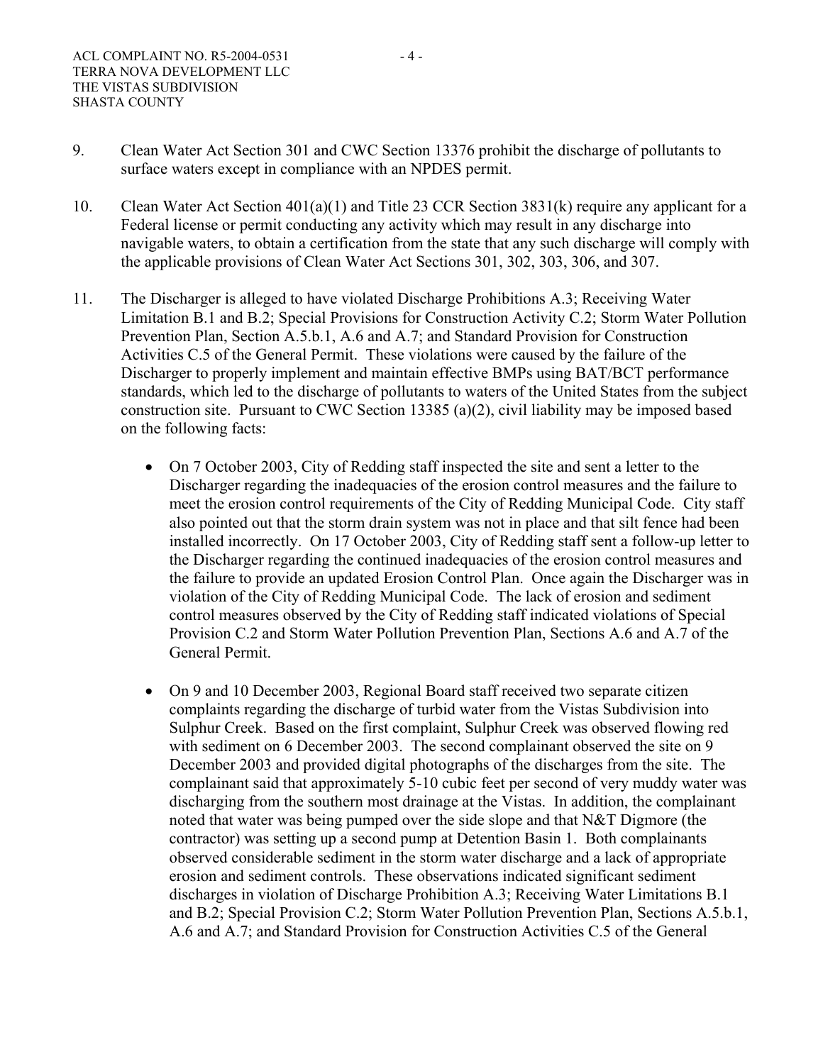9. Clean Water Act Section 301 and CWC Section 13376 prohibit the discharge of pollutants to surface waters except in compliance with an NPDES permit.

10. Clean Water Act Section 401(a)(1) and Title 23 CCR Section 3831(k) require any applicant for a Federal license or permit conducting any activity which may result in any discharge into navigable waters, to obtain a certification from the state that any such discharge will comply with the applicable provisions of Clean Water Act Sections 301, 302, 303, 306, and 307.

11. The Discharger is alleged to have violated Discharge Prohibitions A.3; Receiving Water Limitation B.1 and B.2; Special Provisions for Construction Activity C.2; Storm Water Pollution Prevention Plan, Section A.5.b.1, A.6 and A.7; and Standard Provision for Construction Activities C.5 of the General Permit. These violations were caused by the failure of the Discharger to properly implement and maintain effective BMPs using BAT/BCT performance standards, which led to the discharge of pollutants to waters of the United States from the subject construction site. Pursuant to CWC Section 13385 (a)(2), civil liability may be imposed based on the following facts:

    - On 7 October 2003, City of Redding staff inspected the site and sent a letter to the Discharger regarding the inadequacies of the erosion control measures and the failure to meet the erosion control requirements of the City of Redding Municipal Code. City staff also pointed out that the storm drain system was not in place and that silt fence had been installed incorrectly. On 17 October 2003, City of Redding staff sent a follow-up letter to the Discharger regarding the continued inadequacies of the erosion control measures and the failure to provide an updated Erosion Control Plan. Once again the Discharger was in violation of the City of Redding Municipal Code. The lack of erosion and sediment control measures observed by the City of Redding staff indicated violations of Special Provision C.2 and Storm Water Pollution Prevention Plan, Sections A.6 and A.7 of the General Permit.

    - On 9 and 10 December 2003, Regional Board staff received two separate citizen complaints regarding the discharge of turbid water from the Vistas Subdivision into Sulphur Creek. Based on the first complaint, Sulphur Creek was observed flowing red with sediment on 6 December 2003. The second complainant observed the site on 9 December 2003 and provided digital photographs of the discharges from the site. The complainant said that approximately 5-10 cubic feet per second of very muddy water was discharging from the southern most drainage at the Vistas. In addition, the complainant noted that water was being pumped over the side slope and that N&T Digmore (the contractor) was setting up a second pump at Detention Basin 1. Both complainants observed considerable sediment in the storm water discharge and a lack of appropriate erosion and sediment controls. These observations indicated significant sediment discharges in violation of Discharge Prohibition A.3; Receiving Water Limitations B.1 and B.2; Special Provision C.2; Storm Water Pollution Prevention Plan, Sections A.5.b.1, A.6 and A.7; and Standard Provision for Construction Activities C.5 of the General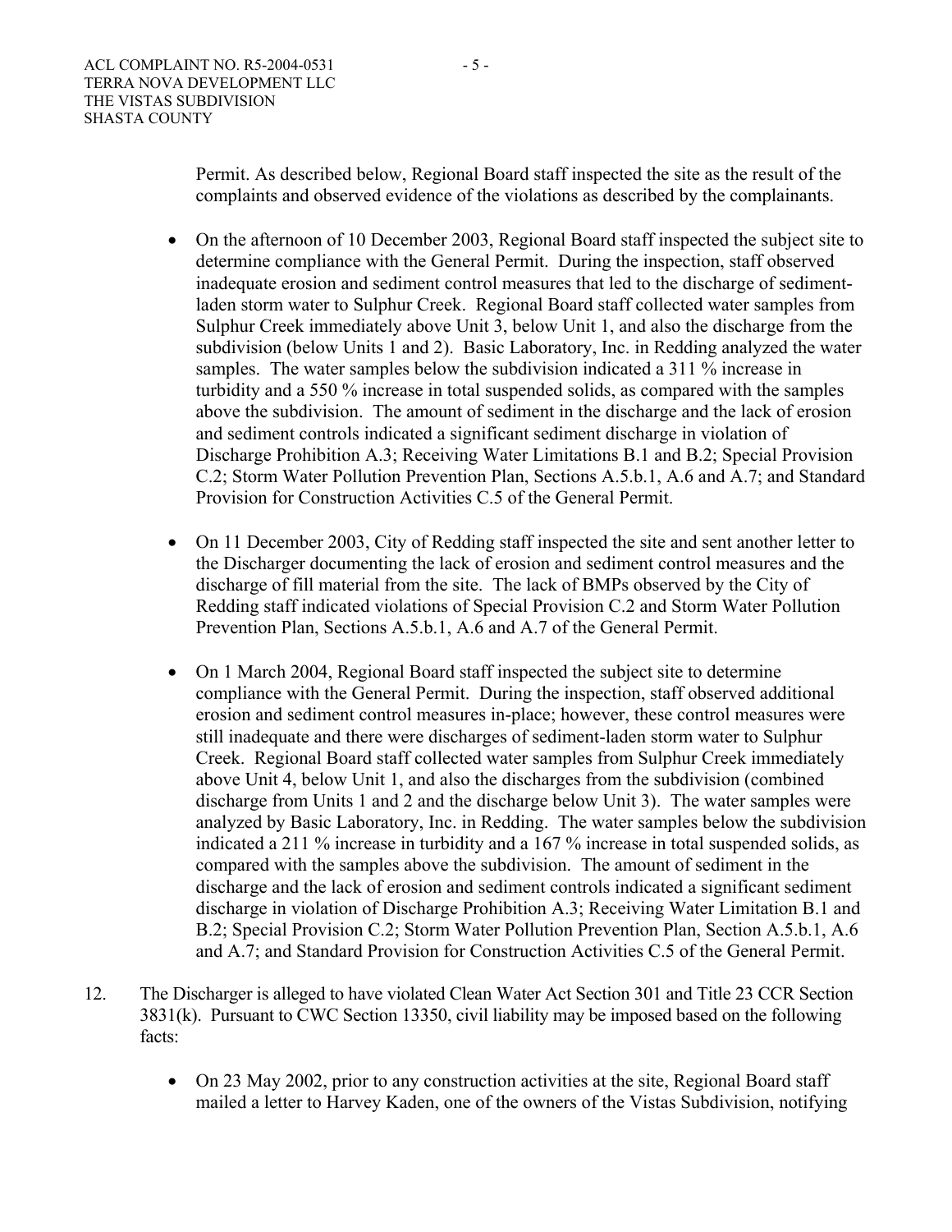Permit. As described below, Regional Board staff inspected the site as the result of the complaints and observed evidence of the violations as described by the complainants.

- On the afternoon of 10 December 2003, Regional Board staff inspected the subject site to determine compliance with the General Permit. During the inspection, staff observed inadequate erosion and sediment control measures that led to the discharge of sediment-laden storm water to Sulphur Creek. Regional Board staff collected water samples from Sulphur Creek immediately above Unit 3, below Unit 1, and also the discharge from the subdivision (below Units 1 and 2). Basic Laboratory, Inc. in Redding analyzed the water samples. The water samples below the subdivision indicated a 311 % increase in turbidity and a 550 % increase in total suspended solids, as compared with the samples above the subdivision. The amount of sediment in the discharge and the lack of erosion and sediment controls indicated a significant sediment discharge in violation of Discharge Prohibition A.3; Receiving Water Limitations B.1 and B.2; Special Provision C.2; Storm Water Pollution Prevention Plan, Sections A.5.b.1, A.6 and A.7; and Standard Provision for Construction Activities C.5 of the General Permit.

- On 11 December 2003, City of Redding staff inspected the site and sent another letter to the Discharger documenting the lack of erosion and sediment control measures and the discharge of fill material from the site. The lack of BMPs observed by the City of Redding staff indicated violations of Special Provision C.2 and Storm Water Pollution Prevention Plan, Sections A.5.b.1, A.6 and A.7 of the General Permit.

- On 1 March 2004, Regional Board staff inspected the subject site to determine compliance with the General Permit. During the inspection, staff observed additional erosion and sediment control measures in-place; however, these control measures were still inadequate and there were discharges of sediment-laden storm water to Sulphur Creek. Regional Board staff collected water samples from Sulphur Creek immediately above Unit 4, below Unit 1, and also the discharges from the subdivision (combined discharge from Units 1 and 2 and the discharge below Unit 3). The water samples were analyzed by Basic Laboratory, Inc. in Redding. The water samples below the subdivision indicated a 211 % increase in turbidity and a 167 % increase in total suspended solids, as compared with the samples above the subdivision. The amount of sediment in the discharge and the lack of erosion and sediment controls indicated a significant sediment discharge in violation of Discharge Prohibition A.3; Receiving Water Limitation B.1 and B.2; Special Provision C.2; Storm Water Pollution Prevention Plan, Section A.5.b.1, A.6 and A.7; and Standard Provision for Construction Activities C.5 of the General Permit.

12. The Discharger is alleged to have violated Clean Water Act Section 301 and Title 23 CCR Section 3831(k). Pursuant to CWC Section 13350, civil liability may be imposed based on the following facts:

    - On 23 May 2002, prior to any construction activities at the site, Regional Board staff mailed a letter to Harvey Kaden, one of the owners of the Vistas Subdivision, notifying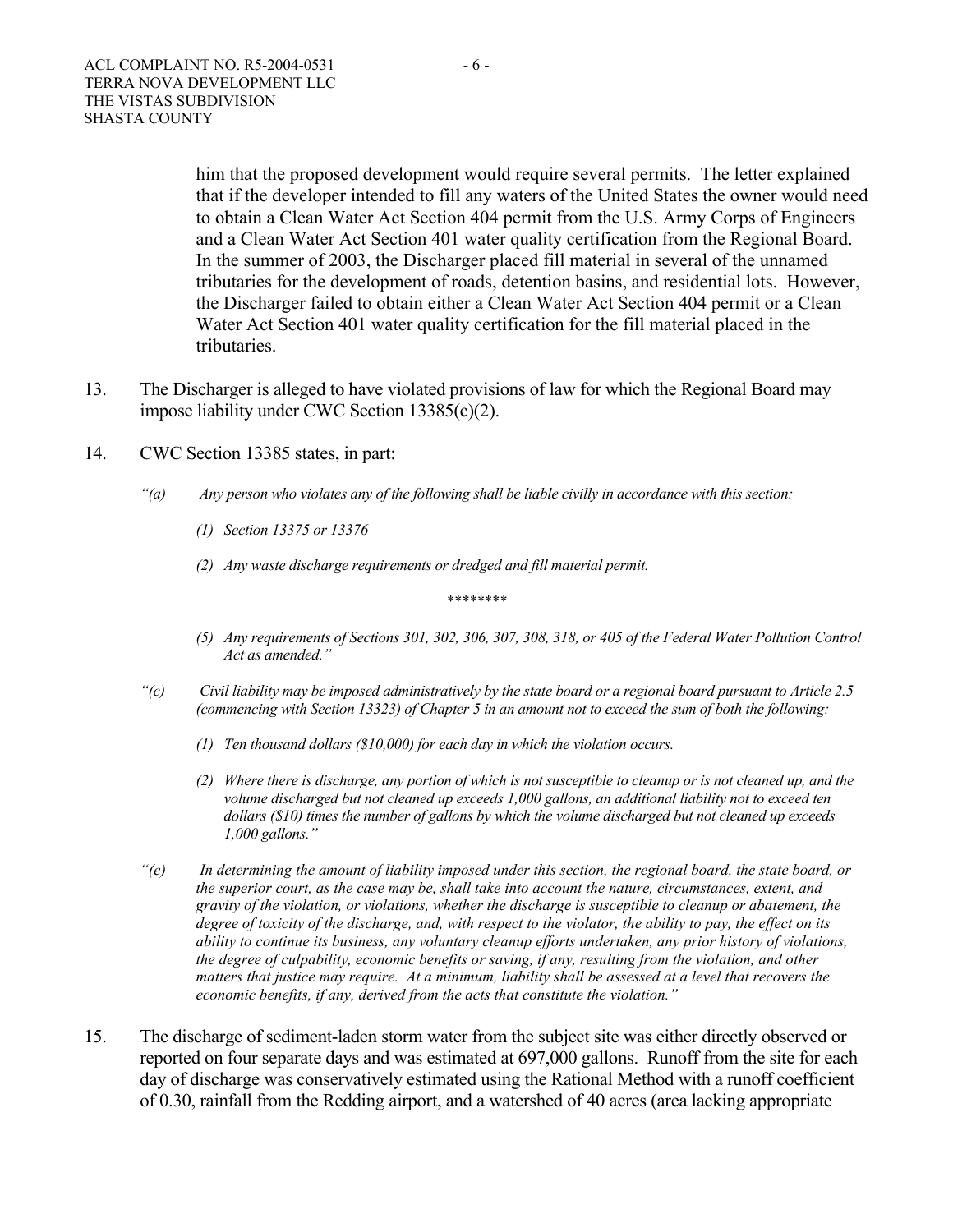him that the proposed development would require several permits. The letter explained that if the developer intended to fill any waters of the United States the owner would need to obtain a Clean Water Act Section 404 permit from the U.S. Army Corps of Engineers and a Clean Water Act Section 401 water quality certification from the Regional Board. In the summer of 2003, the Discharger placed fill material in several of the unnamed tributaries for the development of roads, detention basins, and residential lots. However, the Discharger failed to obtain either a Clean Water Act Section 404 permit or a Clean Water Act Section 401 water quality certification for the fill material placed in the tributaries.

13. The Discharger is alleged to have violated provisions of law for which the Regional Board may impose liability under CWC Section 13385(c)(2).

14. CWC Section 13385 states, in part:

*"(a) Any person who violates any of the following shall be liable civilly in accordance with this section:*

*(1) Section 13375 or 13376*

*(2) Any waste discharge requirements or dredged and fill material permit.*

\*\*\*\*\*\*\*\*

*(5) Any requirements of Sections 301, 302, 306, 307, 308, 318, or 405 of the Federal Water Pollution Control Act as amended."*

*"(c) Civil liability may be imposed administratively by the state board or a regional board pursuant to Article 2.5 (commencing with Section 13323) of Chapter 5 in an amount not to exceed the sum of both the following:*

*(1) Ten thousand dollars ($10,000) for each day in which the violation occurs.*

*(2) Where there is discharge, any portion of which is not susceptible to cleanup or is not cleaned up, and the volume discharged but not cleaned up exceeds 1,000 gallons, an additional liability not to exceed ten dollars ($10) times the number of gallons by which the volume discharged but not cleaned up exceeds 1,000 gallons."*

*"(e) In determining the amount of liability imposed under this section, the regional board, the state board, or the superior court, as the case may be, shall take into account the nature, circumstances, extent, and gravity of the violation, or violations, whether the discharge is susceptible to cleanup or abatement, the degree of toxicity of the discharge, and, with respect to the violator, the ability to pay, the effect on its ability to continue its business, any voluntary cleanup efforts undertaken, any prior history of violations, the degree of culpability, economic benefits or saving, if any, resulting from the violation, and other matters that justice may require. At a minimum, liability shall be assessed at a level that recovers the economic benefits, if any, derived from the acts that constitute the violation."*

15. The discharge of sediment-laden storm water from the subject site was either directly observed or reported on four separate days and was estimated at 697,000 gallons. Runoff from the site for each day of discharge was conservatively estimated using the Rational Method with a runoff coefficient of 0.30, rainfall from the Redding airport, and a watershed of 40 acres (area lacking appropriate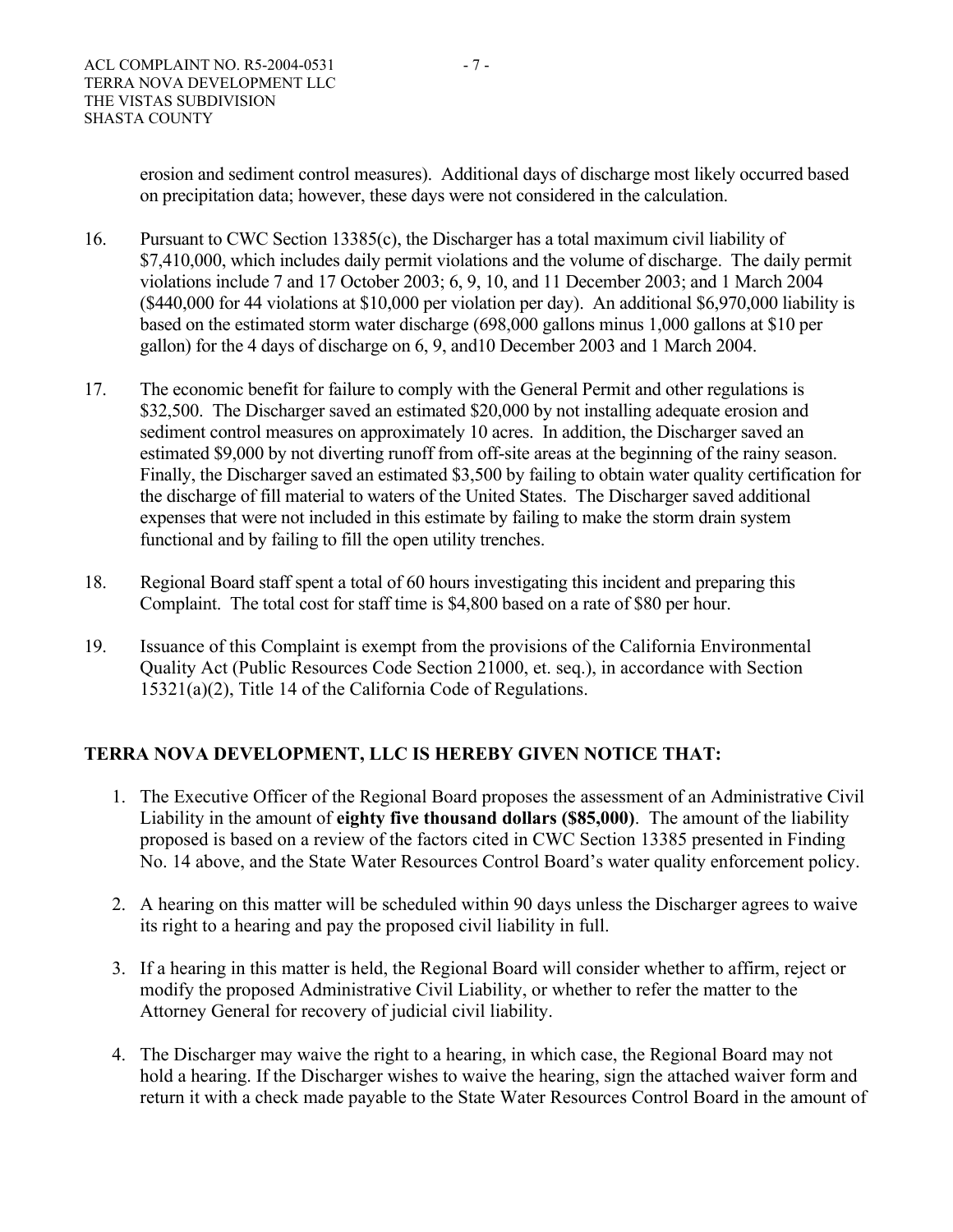erosion and sediment control measures). Additional days of discharge most likely occurred based on precipitation data; however, these days were not considered in the calculation.

16. Pursuant to CWC Section 13385(c), the Discharger has a total maximum civil liability of $7,410,000, which includes daily permit violations and the volume of discharge. The daily permit violations include 7 and 17 October 2003; 6, 9, 10, and 11 December 2003; and 1 March 2004 ($440,000 for 44 violations at $10,000 per violation per day). An additional $6,970,000 liability is based on the estimated storm water discharge (698,000 gallons minus 1,000 gallons at $10 per gallon) for the 4 days of discharge on 6, 9, and10 December 2003 and 1 March 2004.

17. The economic benefit for failure to comply with the General Permit and other regulations is $32,500. The Discharger saved an estimated $20,000 by not installing adequate erosion and sediment control measures on approximately 10 acres. In addition, the Discharger saved an estimated $9,000 by not diverting runoff from off-site areas at the beginning of the rainy season. Finally, the Discharger saved an estimated $3,500 by failing to obtain water quality certification for the discharge of fill material to waters of the United States. The Discharger saved additional expenses that were not included in this estimate by failing to make the storm drain system functional and by failing to fill the open utility trenches.

18. Regional Board staff spent a total of 60 hours investigating this incident and preparing this Complaint. The total cost for staff time is $4,800 based on a rate of $80 per hour.

19. Issuance of this Complaint is exempt from the provisions of the California Environmental Quality Act (Public Resources Code Section 21000, et. seq.), in accordance with Section 15321(a)(2), Title 14 of the California Code of Regulations.

**TERRA NOVA DEVELOPMENT, LLC IS HEREBY GIVEN NOTICE THAT:**

1. The Executive Officer of the Regional Board proposes the assessment of an Administrative Civil Liability in the amount of **eighty five thousand dollars ($85,000)**. The amount of the liability proposed is based on a review of the factors cited in CWC Section 13385 presented in Finding No. 14 above, and the State Water Resources Control Board's water quality enforcement policy.

2. A hearing on this matter will be scheduled within 90 days unless the Discharger agrees to waive its right to a hearing and pay the proposed civil liability in full.

3. If a hearing in this matter is held, the Regional Board will consider whether to affirm, reject or modify the proposed Administrative Civil Liability, or whether to refer the matter to the Attorney General for recovery of judicial civil liability.

4. The Discharger may waive the right to a hearing, in which case, the Regional Board may not hold a hearing. If the Discharger wishes to waive the hearing, sign the attached waiver form and return it with a check made payable to the State Water Resources Control Board in the amount of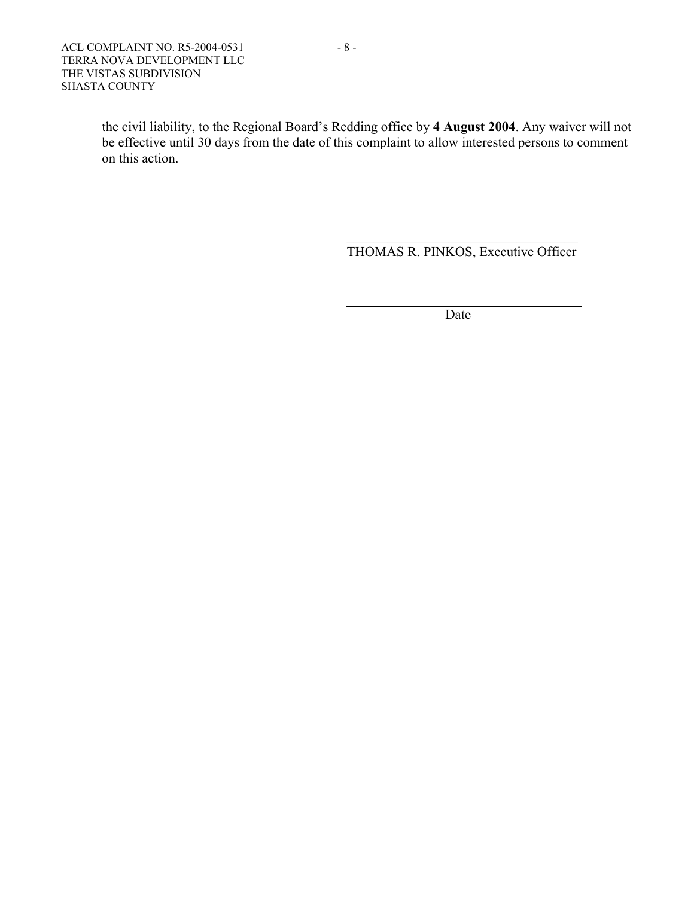the civil liability, to the Regional Board's Redding office by **4 August 2004**. Any waiver will not be effective until 30 days from the date of this complaint to allow interested persons to comment on this action.

\_\_\_\_\_\_\_\_\_\_\_\_\_\_\_\_\_\_\_\_\_\_\_\_\_\_\_\_\_\_\_\_\_\_\_\_\_\_
THOMAS R. PINKOS, Executive Officer

\_\_\_\_\_\_\_\_\_\_\_\_\_\_\_\_\_\_\_\_\_\_\_\_\_\_\_\_\_\_\_\_\_\_\_\_\_\_
Date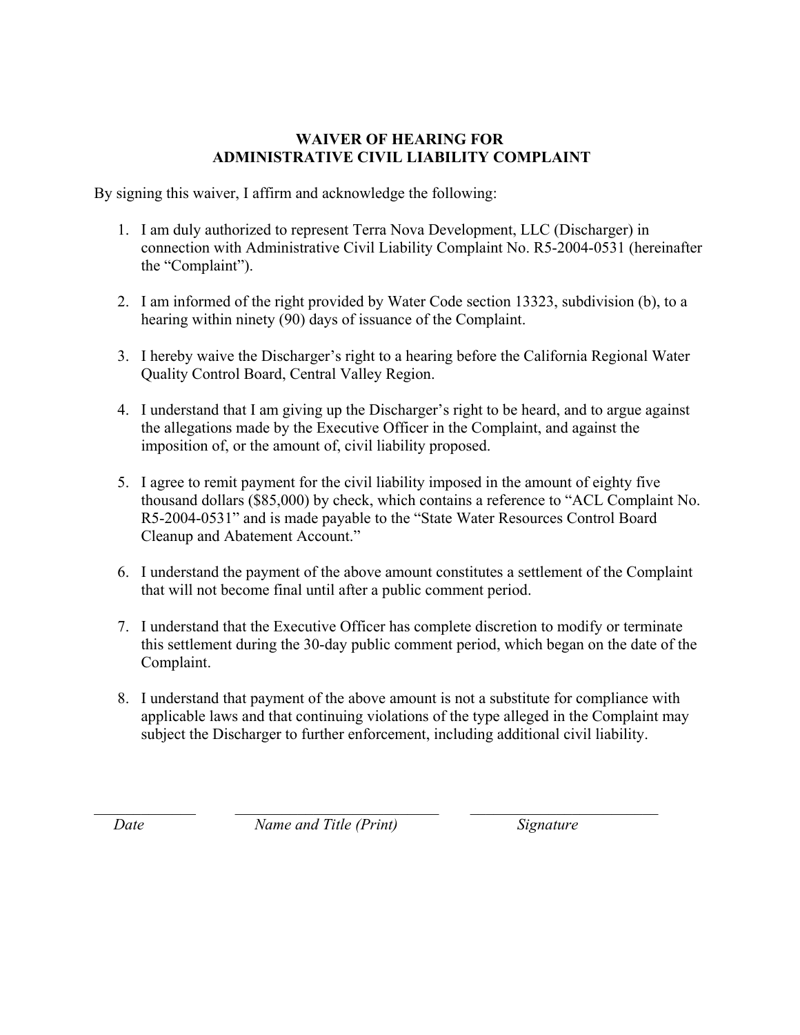# WAIVER OF HEARING FOR
# ADMINISTRATIVE CIVIL LIABILITY COMPLAINT

By signing this waiver, I affirm and acknowledge the following:

1. I am duly authorized to represent Terra Nova Development, LLC (Discharger) in connection with Administrative Civil Liability Complaint No. R5-2004-0531 (hereinafter the "Complaint").

2. I am informed of the right provided by Water Code section 13323, subdivision (b), to a hearing within ninety (90) days of issuance of the Complaint.

3. I hereby waive the Discharger's right to a hearing before the California Regional Water Quality Control Board, Central Valley Region.

4. I understand that I am giving up the Discharger's right to be heard, and to argue against the allegations made by the Executive Officer in the Complaint, and against the imposition of, or the amount of, civil liability proposed.

5. I agree to remit payment for the civil liability imposed in the amount of eighty five thousand dollars ($85,000) by check, which contains a reference to "ACL Complaint No. R5-2004-0531" and is made payable to the "State Water Resources Control Board Cleanup and Abatement Account."

6. I understand the payment of the above amount constitutes a settlement of the Complaint that will not become final until after a public comment period.

7. I understand that the Executive Officer has complete discretion to modify or terminate this settlement during the 30-day public comment period, which began on the date of the Complaint.

8. I understand that payment of the above amount is not a substitute for compliance with applicable laws and that continuing violations of the type alleged in the Complaint may subject the Discharger to further enforcement, including additional civil liability.

_______________ _______________________________ ____________________________

*Date* *Name and Title (Print)* *Signature*